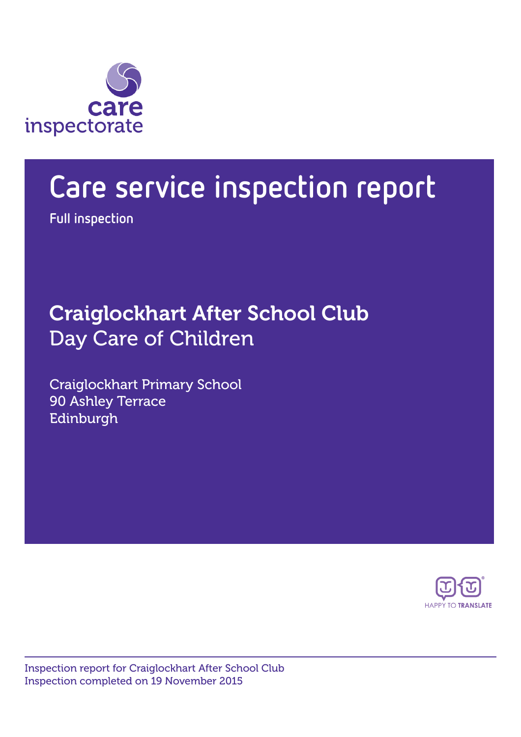care inspectorate

# Care service inspection report

Full inspection

## Craiglockhart After School Club
Day Care of Children

Craiglockhart Primary School
90 Ashley Terrace
Edinburgh

HAPPY TO TRANSLATE

Inspection report for Craiglockhart After School Club
Inspection completed on 19 November 2015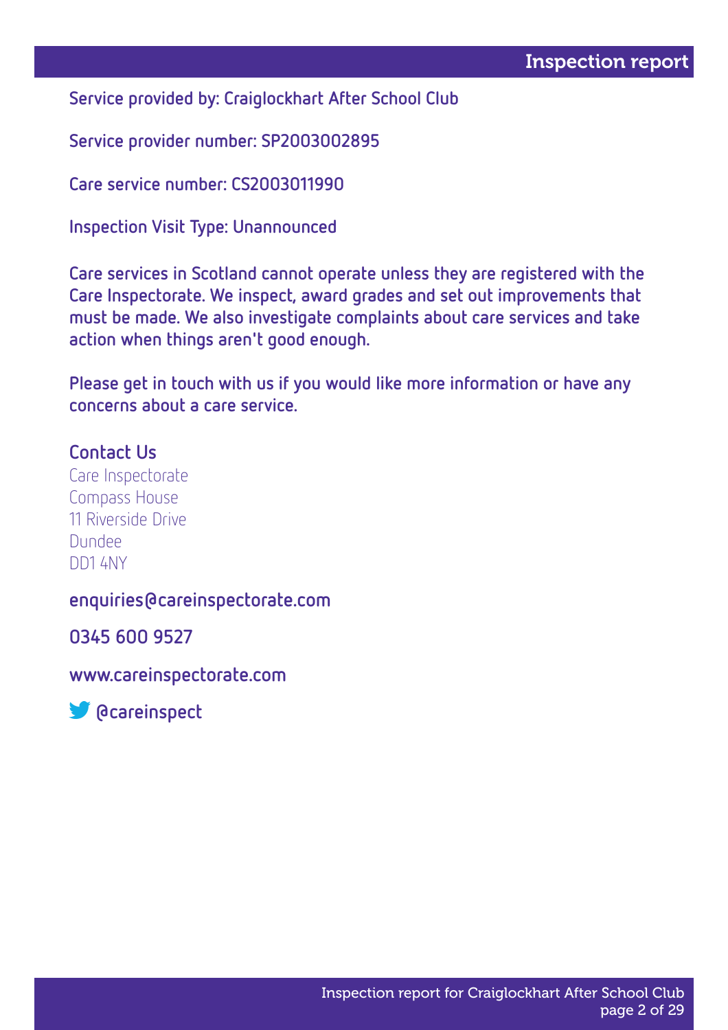Service provided by: Craiglockhart After School Club

Service provider number: SP2003002895

Care service number: CS2003011990

Inspection Visit Type: Unannounced

Care services in Scotland cannot operate unless they are registered with the Care Inspectorate. We inspect, award grades and set out improvements that must be made. We also investigate complaints about care services and take action when things aren't good enough.

Please get in touch with us if you would like more information or have any concerns about a care service.

## Contact Us

Care Inspectorate
Compass House
11 Riverside Drive
Dundee
DD1 4NY

enquiries@careinspectorate.com

0345 600 9527

www.careinspectorate.com

@careinspect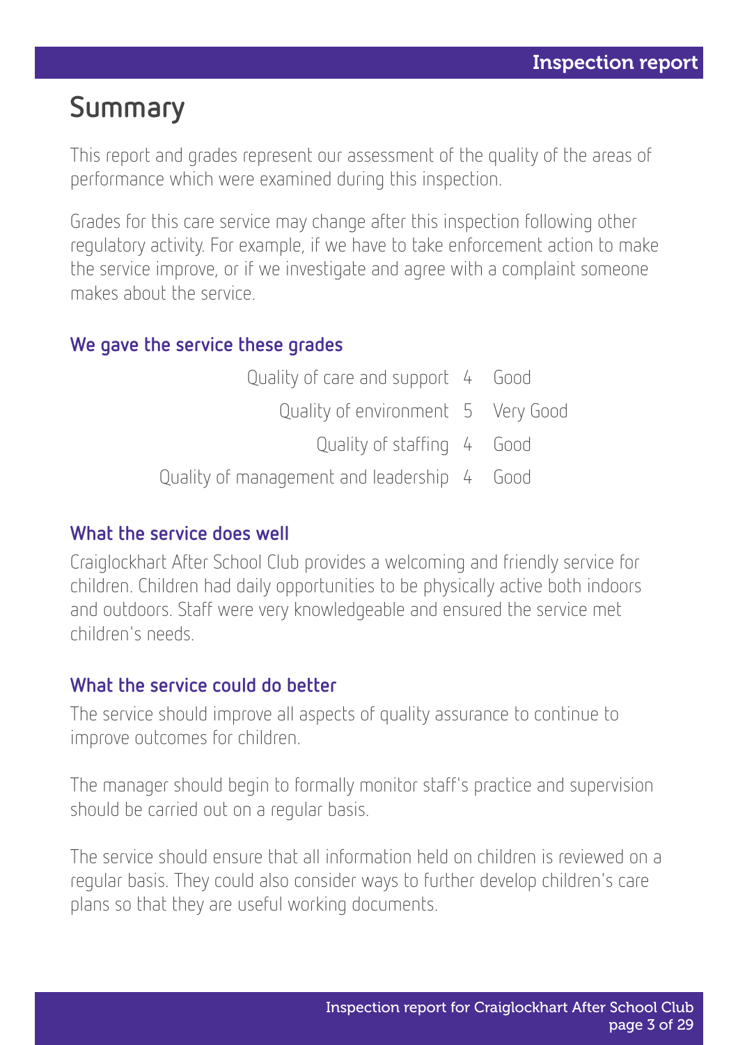# Summary

This report and grades represent our assessment of the quality of the areas of performance which were examined during this inspection.

Grades for this care service may change after this inspection following other regulatory activity. For example, if we have to take enforcement action to make the service improve, or if we investigate and agree with a complaint someone makes about the service.

### We gave the service these grades

| | | |
|---|---|---|
| Quality of care and support | 4 | Good |
| Quality of environment | 5 | Very Good |
| Quality of staffing | 4 | Good |
| Quality of management and leadership | 4 | Good |

### What the service does well

Craiglockhart After School Club provides a welcoming and friendly service for children. Children had daily opportunities to be physically active both indoors and outdoors. Staff were very knowledgeable and ensured the service met children's needs.

### What the service could do better

The service should improve all aspects of quality assurance to continue to improve outcomes for children.

The manager should begin to formally monitor staff's practice and supervision should be carried out on a regular basis.

The service should ensure that all information held on children is reviewed on a regular basis. They could also consider ways to further develop children's care plans so that they are useful working documents.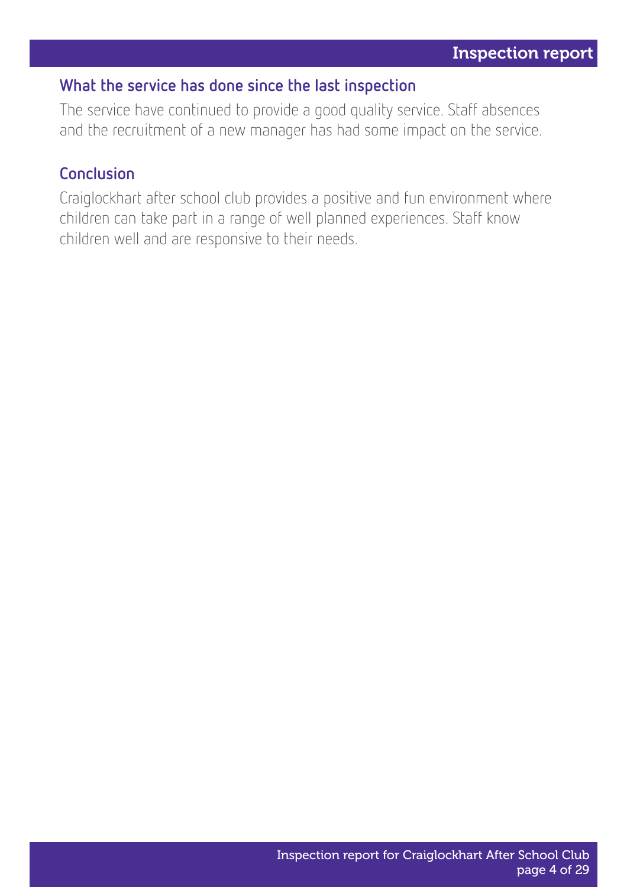## What the service has done since the last inspection

The service have continued to provide a good quality service. Staff absences and the recruitment of a new manager has had some impact on the service.

## Conclusion

Craiglockhart after school club provides a positive and fun environment where children can take part in a range of well planned experiences. Staff know children well and are responsive to their needs.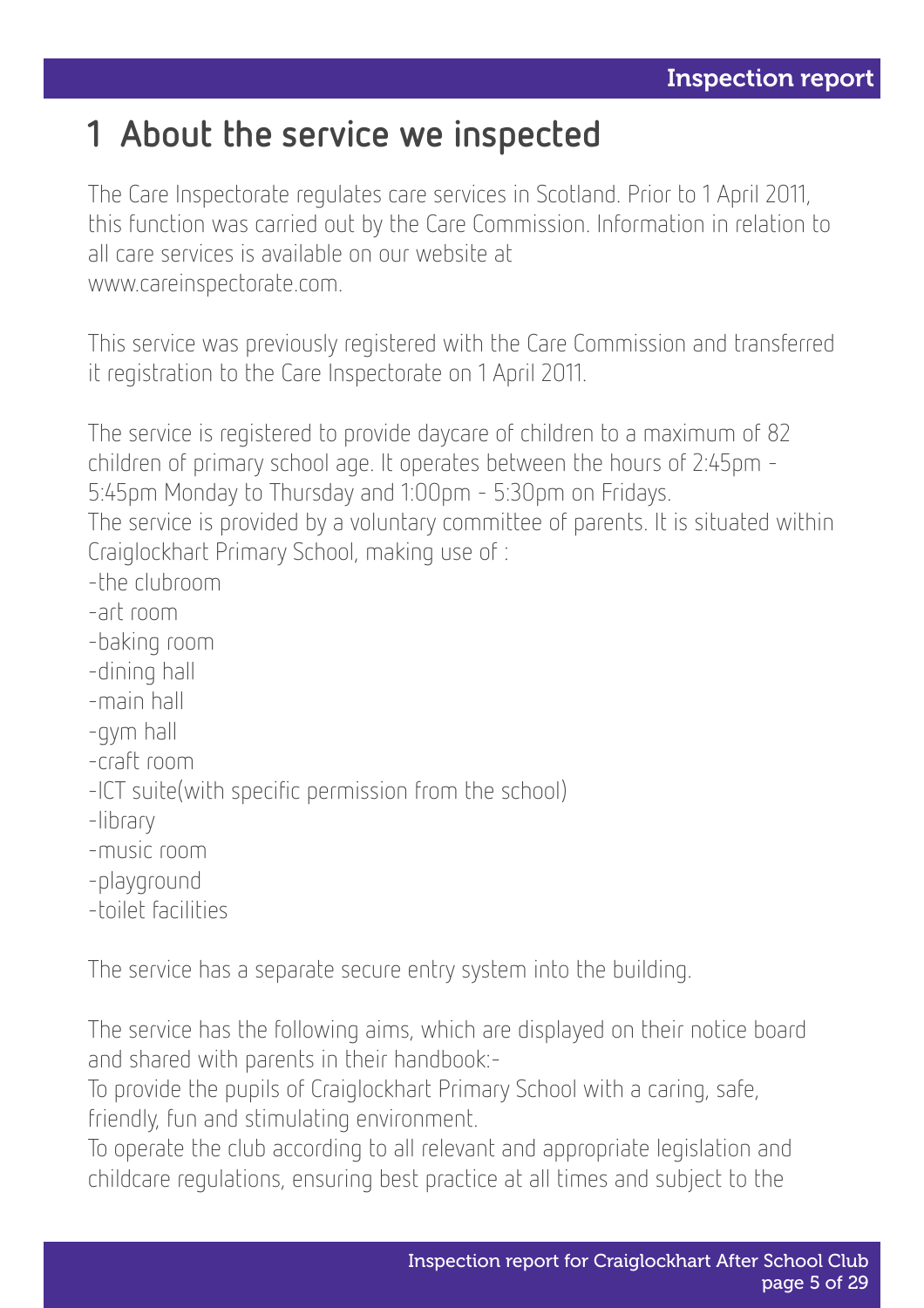# 1 About the service we inspected

The Care Inspectorate regulates care services in Scotland. Prior to 1 April 2011, this function was carried out by the Care Commission. Information in relation to all care services is available on our website at www.careinspectorate.com.

This service was previously registered with the Care Commission and transferred it registration to the Care Inspectorate on 1 April 2011.

The service is registered to provide daycare of children to a maximum of 82 children of primary school age. It operates between the hours of 2:45pm - 5:45pm Monday to Thursday and 1:00pm - 5:30pm on Fridays.
The service is provided by a voluntary committee of parents. It is situated within Craiglockhart Primary School, making use of :
-the clubroom
-art room
-baking room
-dining hall
-main hall
-gym hall
-craft room
-ICT suite(with specific permission from the school)
-library
-music room
-playground
-toilet facilities

The service has a separate secure entry system into the building.

The service has the following aims, which are displayed on their notice board and shared with parents in their handbook:-
To provide the pupils of Craiglockhart Primary School with a caring, safe, friendly, fun and stimulating environment.
To operate the club according to all relevant and appropriate legislation and childcare regulations, ensuring best practice at all times and subject to the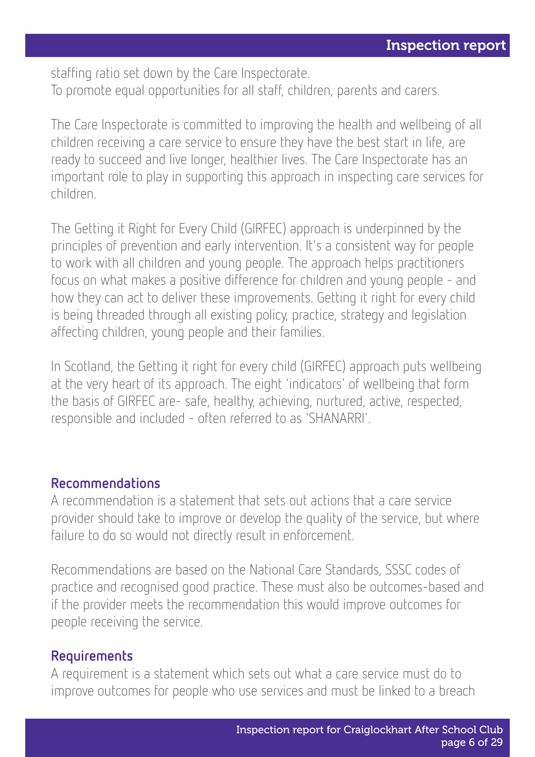staffing ratio set down by the Care Inspectorate.
To promote equal opportunities for all staff, children, parents and carers.

The Care Inspectorate is committed to improving the health and wellbeing of all children receiving a care service to ensure they have the best start in life, are ready to succeed and live longer, healthier lives. The Care Inspectorate has an important role to play in supporting this approach in inspecting care services for children.

The Getting it Right for Every Child (GIRFEC) approach is underpinned by the principles of prevention and early intervention. It's a consistent way for people to work with all children and young people. The approach helps practitioners focus on what makes a positive difference for children and young people - and how they can act to deliver these improvements. Getting it right for every child is being threaded through all existing policy, practice, strategy and legislation affecting children, young people and their families.

In Scotland, the Getting it right for every child (GIRFEC) approach puts wellbeing at the very heart of its approach. The eight 'indicators' of wellbeing that form the basis of GIRFEC are- safe, healthy, achieving, nurtured, active, respected, responsible and included - often referred to as 'SHANARRI'.

## Recommendations

A recommendation is a statement that sets out actions that a care service provider should take to improve or develop the quality of the service, but where failure to do so would not directly result in enforcement.

Recommendations are based on the National Care Standards, SSSC codes of practice and recognised good practice. These must also be outcomes-based and if the provider meets the recommendation this would improve outcomes for people receiving the service.

## Requirements

A requirement is a statement which sets out what a care service must do to improve outcomes for people who use services and must be linked to a breach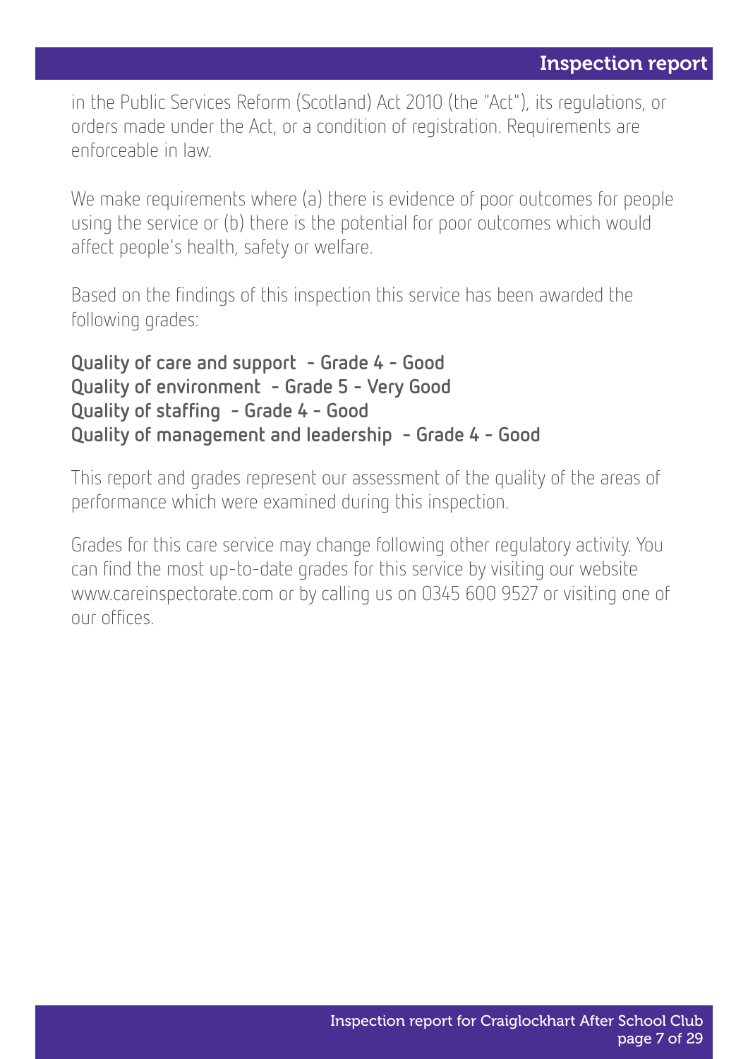in the Public Services Reform (Scotland) Act 2010 (the "Act"), its regulations, or orders made under the Act, or a condition of registration. Requirements are enforceable in law.

We make requirements where (a) there is evidence of poor outcomes for people using the service or (b) there is the potential for poor outcomes which would affect people's health, safety or welfare.

Based on the findings of this inspection this service has been awarded the following grades:

**Quality of care and support - Grade 4 - Good**
**Quality of environment - Grade 5 - Very Good**
**Quality of staffing - Grade 4 - Good**
**Quality of management and leadership - Grade 4 - Good**

This report and grades represent our assessment of the quality of the areas of performance which were examined during this inspection.

Grades for this care service may change following other regulatory activity. You can find the most up-to-date grades for this service by visiting our website www.careinspectorate.com or by calling us on 0345 600 9527 or visiting one of our offices.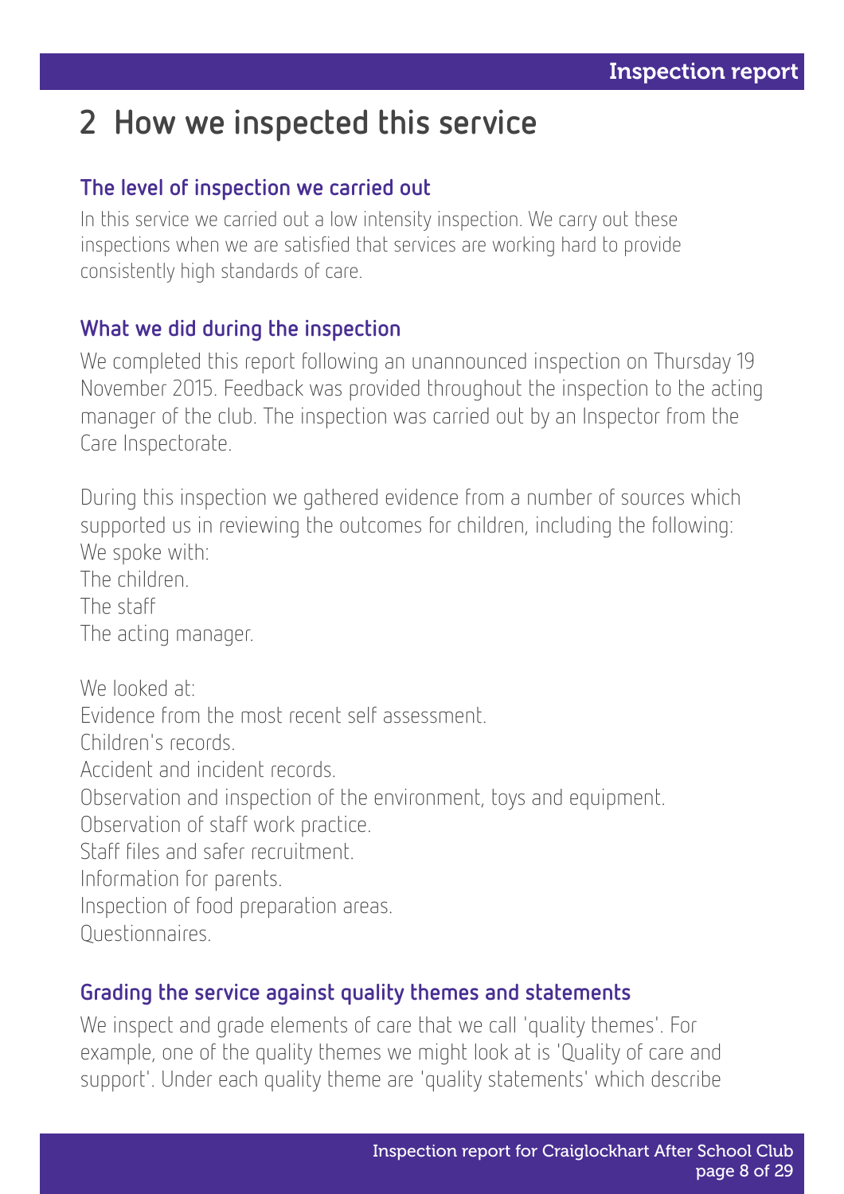# 2 How we inspected this service

### The level of inspection we carried out

In this service we carried out a low intensity inspection. We carry out these inspections when we are satisfied that services are working hard to provide consistently high standards of care.

### What we did during the inspection

We completed this report following an unannounced inspection on Thursday 19 November 2015. Feedback was provided throughout the inspection to the acting manager of the club. The inspection was carried out by an Inspector from the Care Inspectorate.

During this inspection we gathered evidence from a number of sources which supported us in reviewing the outcomes for children, including the following:
We spoke with:
The children.
The staff
The acting manager.

We looked at:
Evidence from the most recent self assessment.
Children's records.
Accident and incident records.
Observation and inspection of the environment, toys and equipment.
Observation of staff work practice.
Staff files and safer recruitment.
Information for parents.
Inspection of food preparation areas.
Questionnaires.

### Grading the service against quality themes and statements

We inspect and grade elements of care that we call 'quality themes'. For example, one of the quality themes we might look at is 'Quality of care and support'. Under each quality theme are 'quality statements' which describe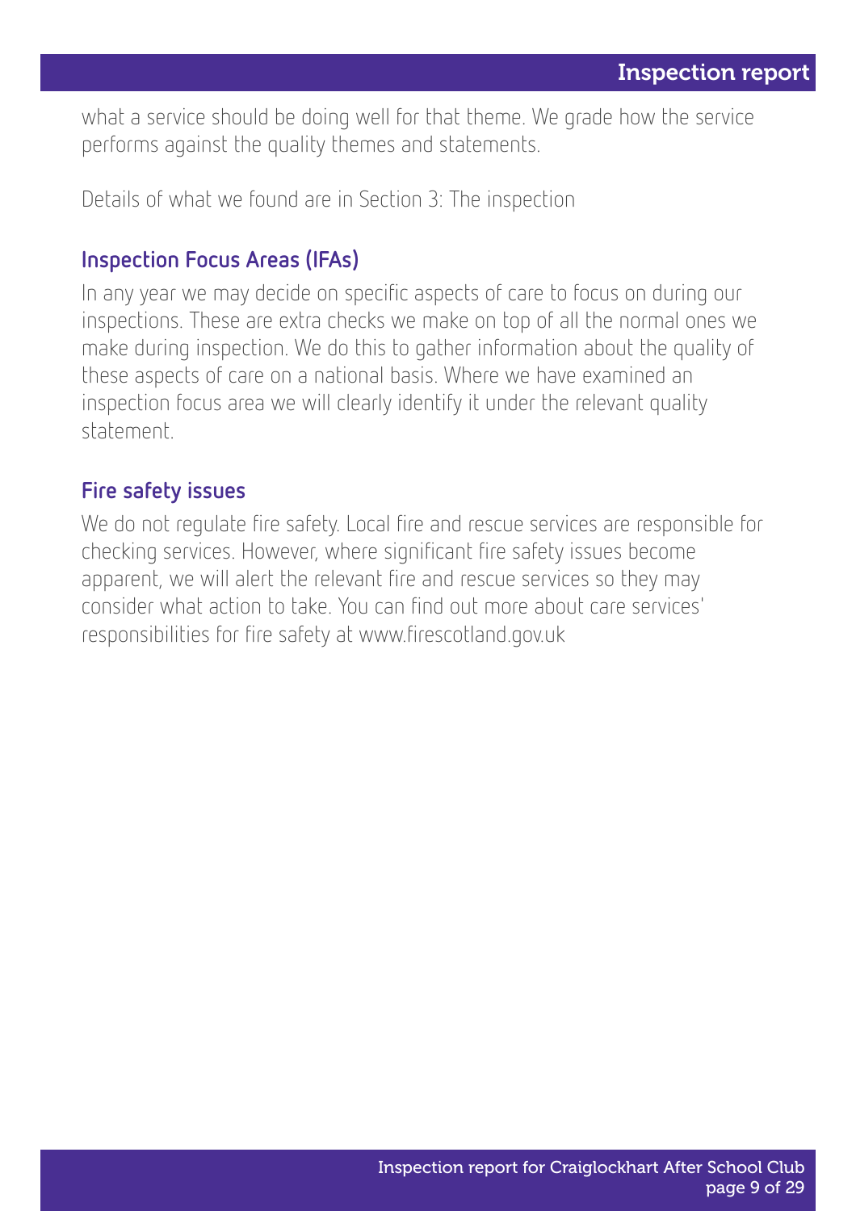what a service should be doing well for that theme. We grade how the service performs against the quality themes and statements.

Details of what we found are in Section 3: The inspection

### Inspection Focus Areas (IFAs)

In any year we may decide on specific aspects of care to focus on during our inspections. These are extra checks we make on top of all the normal ones we make during inspection. We do this to gather information about the quality of these aspects of care on a national basis. Where we have examined an inspection focus area we will clearly identify it under the relevant quality statement.

### Fire safety issues

We do not regulate fire safety. Local fire and rescue services are responsible for checking services. However, where significant fire safety issues become apparent, we will alert the relevant fire and rescue services so they may consider what action to take. You can find out more about care services' responsibilities for fire safety at www.firescotland.gov.uk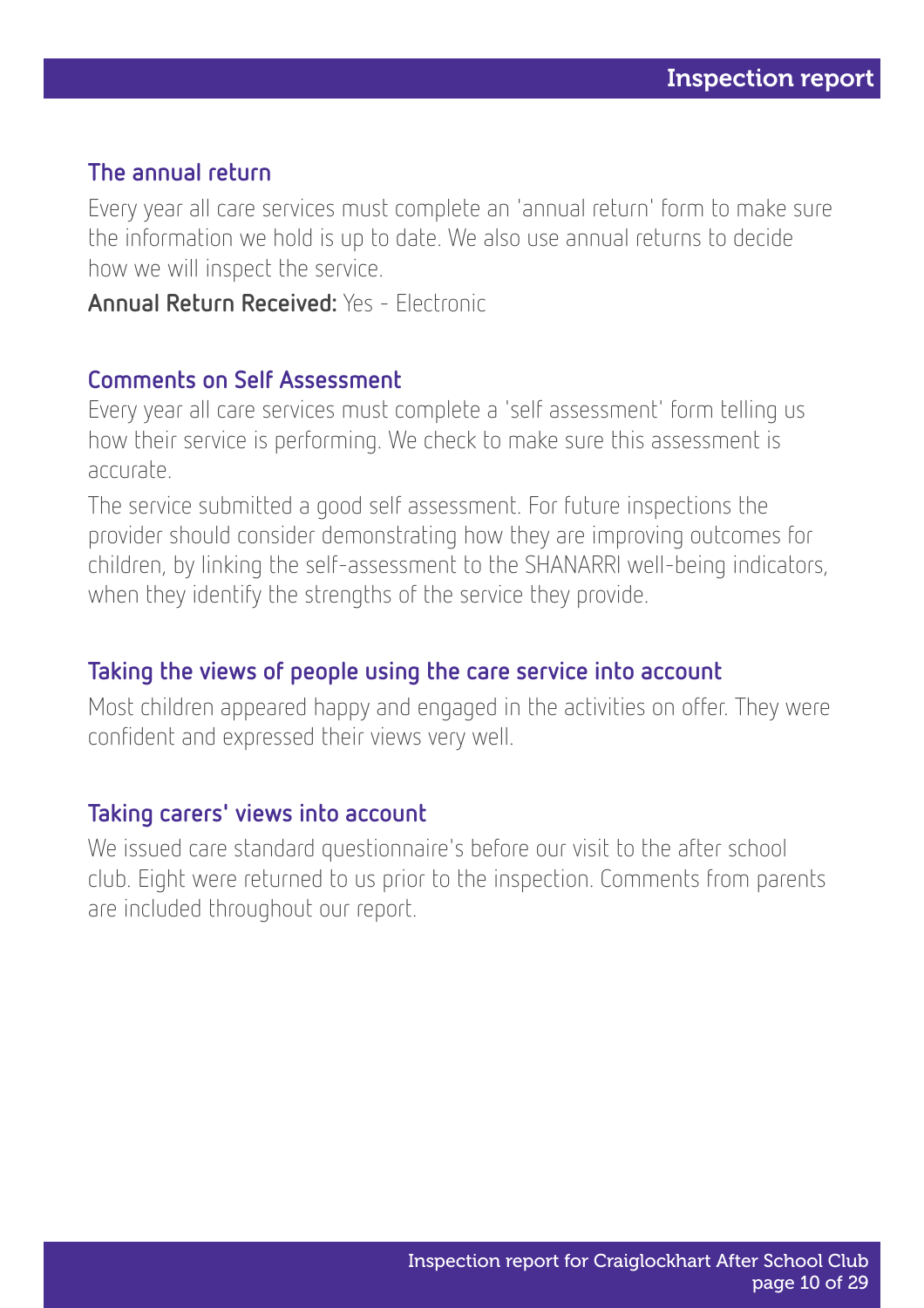### The annual return

Every year all care services must complete an 'annual return' form to make sure the information we hold is up to date. We also use annual returns to decide how we will inspect the service.

**Annual Return Received:** Yes - Electronic

### Comments on Self Assessment

Every year all care services must complete a 'self assessment' form telling us how their service is performing. We check to make sure this assessment is accurate.

The service submitted a good self assessment. For future inspections the provider should consider demonstrating how they are improving outcomes for children, by linking the self-assessment to the SHANARRI well-being indicators, when they identify the strengths of the service they provide.

### Taking the views of people using the care service into account

Most children appeared happy and engaged in the activities on offer. They were confident and expressed their views very well.

### Taking carers' views into account

We issued care standard questionnaire's before our visit to the after school club. Eight were returned to us prior to the inspection. Comments from parents are included throughout our report.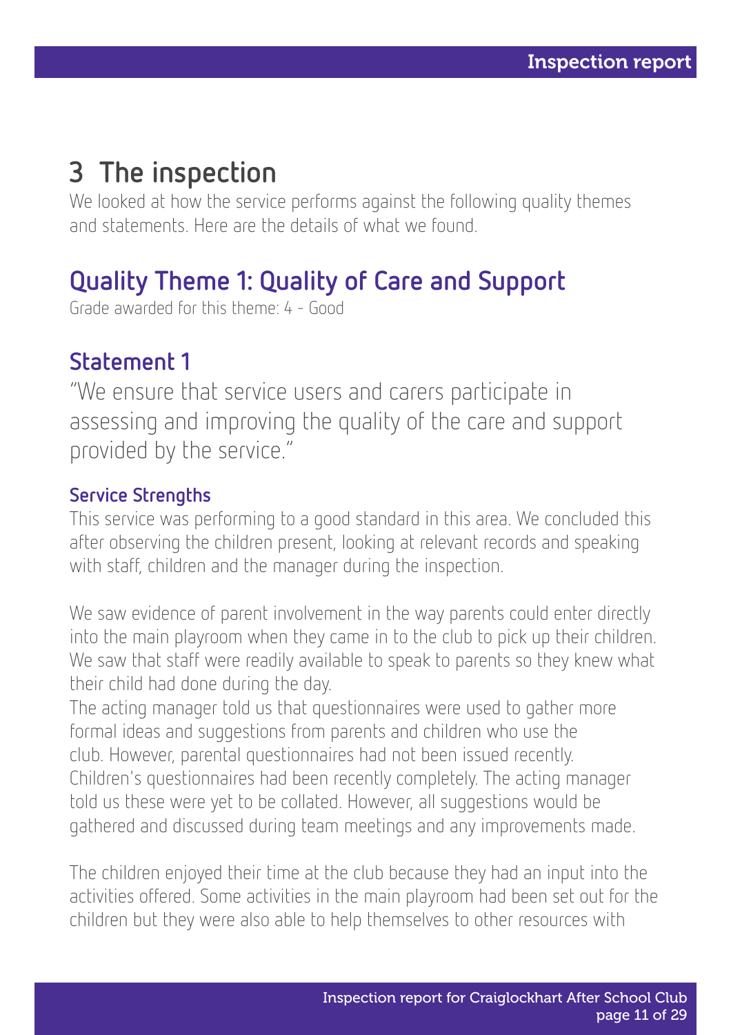# 3 The inspection

We looked at how the service performs against the following quality themes and statements. Here are the details of what we found.

## Quality Theme 1: Quality of Care and Support

Grade awarded for this theme: 4 - Good

### Statement 1

"We ensure that service users and carers participate in assessing and improving the quality of the care and support provided by the service."

#### Service Strengths

This service was performing to a good standard in this area. We concluded this after observing the children present, looking at relevant records and speaking with staff, children and the manager during the inspection.

We saw evidence of parent involvement in the way parents could enter directly into the main playroom when they came in to the club to pick up their children. We saw that staff were readily available to speak to parents so they knew what their child had done during the day.
The acting manager told us that questionnaires were used to gather more formal ideas and suggestions from parents and children who use the club. However, parental questionnaires had not been issued recently. Children's questionnaires had been recently completely. The acting manager told us these were yet to be collated. However, all suggestions would be gathered and discussed during team meetings and any improvements made.

The children enjoyed their time at the club because they had an input into the activities offered. Some activities in the main playroom had been set out for the children but they were also able to help themselves to other resources with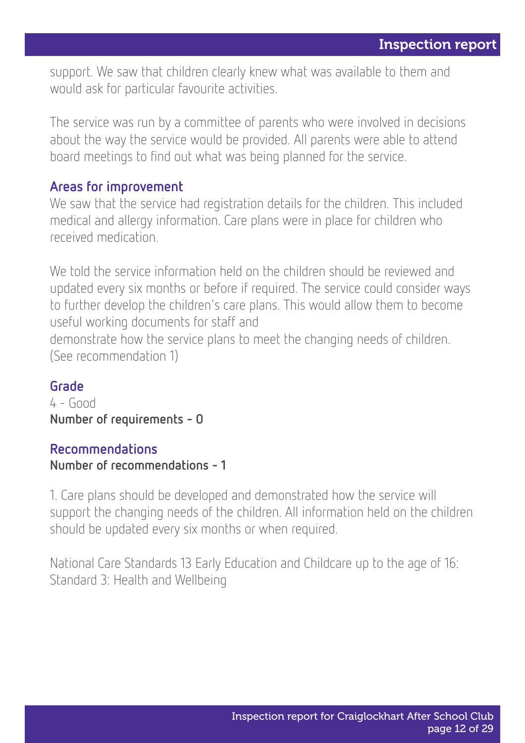support. We saw that children clearly knew what was available to them and would ask for particular favourite activities.

The service was run by a committee of parents who were involved in decisions about the way the service would be provided. All parents were able to attend board meetings to find out what was being planned for the service.

### Areas for improvement

We saw that the service had registration details for the children. This included medical and allergy information. Care plans were in place for children who received medication.

We told the service information held on the children should be reviewed and updated every six months or before if required. The service could consider ways to further develop the children's care plans. This would allow them to become useful working documents for staff and
demonstrate how the service plans to meet the changing needs of children. (See recommendation 1)

### Grade

4 - Good

**Number of requirements - 0**

### Recommendations

**Number of recommendations - 1**

1. Care plans should be developed and demonstrated how the service will support the changing needs of the children. All information held on the children should be updated every six months or when required.

National Care Standards 13 Early Education and Childcare up to the age of 16: Standard 3: Health and Wellbeing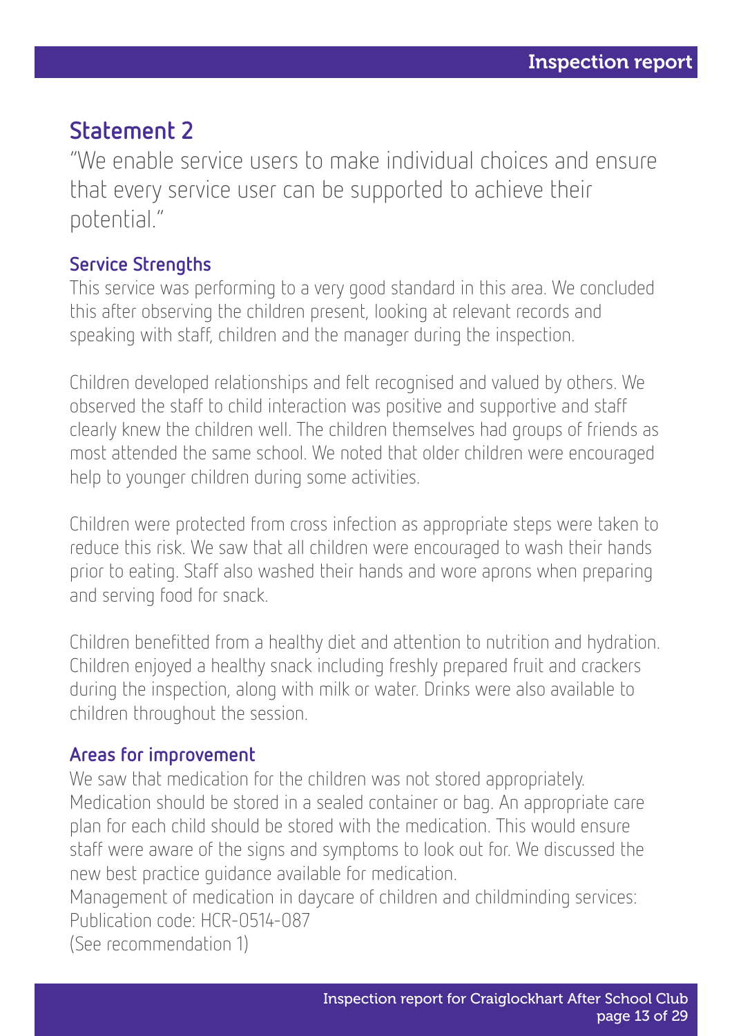## Statement 2

"We enable service users to make individual choices and ensure that every service user can be supported to achieve their potential."

### Service Strengths

This service was performing to a very good standard in this area. We concluded this after observing the children present, looking at relevant records and speaking with staff, children and the manager during the inspection.

Children developed relationships and felt recognised and valued by others. We observed the staff to child interaction was positive and supportive and staff clearly knew the children well. The children themselves had groups of friends as most attended the same school. We noted that older children were encouraged help to younger children during some activities.

Children were protected from cross infection as appropriate steps were taken to reduce this risk. We saw that all children were encouraged to wash their hands prior to eating. Staff also washed their hands and wore aprons when preparing and serving food for snack.

Children benefitted from a healthy diet and attention to nutrition and hydration. Children enjoyed a healthy snack including freshly prepared fruit and crackers during the inspection, along with milk or water. Drinks were also available to children throughout the session.

### Areas for improvement

We saw that medication for the children was not stored appropriately. Medication should be stored in a sealed container or bag. An appropriate care plan for each child should be stored with the medication. This would ensure staff were aware of the signs and symptoms to look out for. We discussed the new best practice guidance available for medication.
Management of medication in daycare of children and childminding services:
Publication code: HCR-0514-087
(See recommendation 1)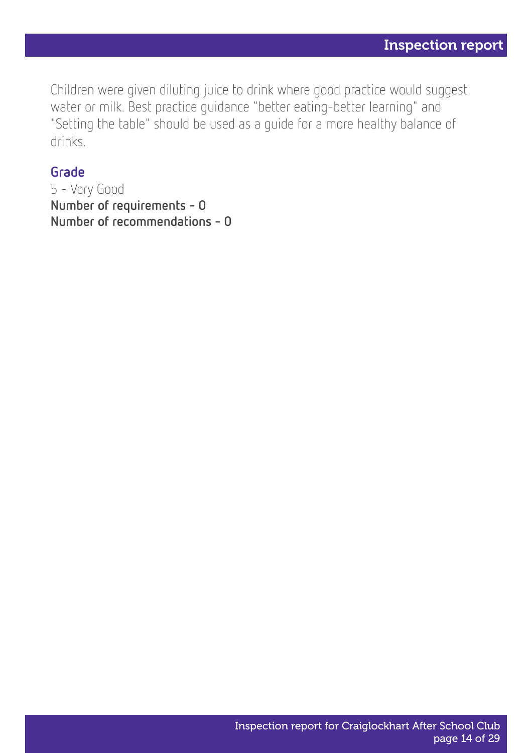Children were given diluting juice to drink where good practice would suggest water or milk. Best practice guidance "better eating-better learning" and "Setting the table" should be used as a guide for a more healthy balance of drinks.

### Grade

5 - Very Good

**Number of requirements - 0**

**Number of recommendations - 0**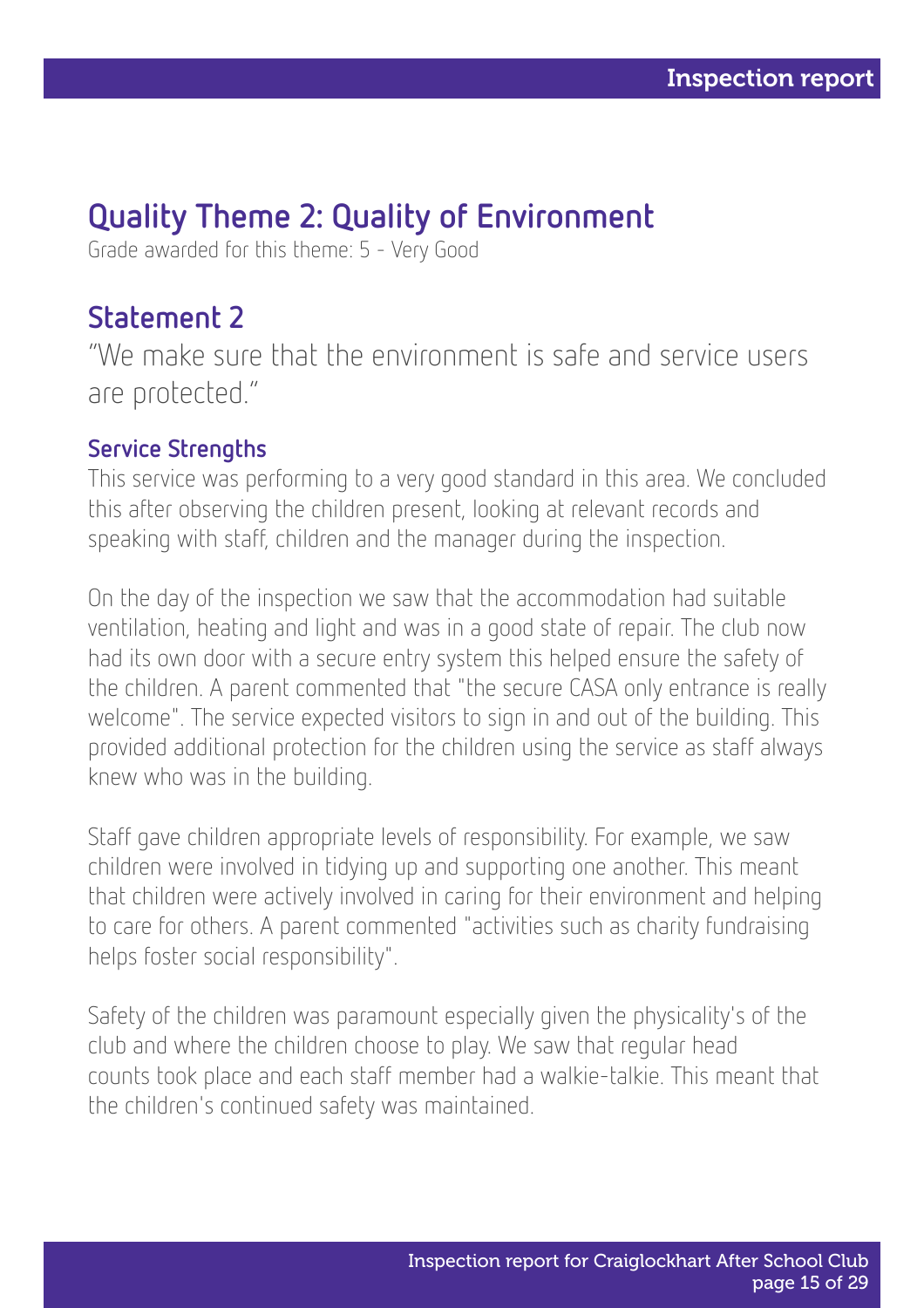## Quality Theme 2: Quality of Environment

Grade awarded for this theme: 5 - Very Good

### Statement 2

"We make sure that the environment is safe and service users are protected."

#### Service Strengths

This service was performing to a very good standard in this area. We concluded this after observing the children present, looking at relevant records and speaking with staff, children and the manager during the inspection.

On the day of the inspection we saw that the accommodation had suitable ventilation, heating and light and was in a good state of repair. The club now had its own door with a secure entry system this helped ensure the safety of the children. A parent commented that "the secure CASA only entrance is really welcome". The service expected visitors to sign in and out of the building. This provided additional protection for the children using the service as staff always knew who was in the building.

Staff gave children appropriate levels of responsibility. For example, we saw children were involved in tidying up and supporting one another. This meant that children were actively involved in caring for their environment and helping to care for others. A parent commented "activities such as charity fundraising helps foster social responsibility".

Safety of the children was paramount especially given the physicality's of the club and where the children choose to play. We saw that regular head counts took place and each staff member had a walkie-talkie. This meant that the children's continued safety was maintained.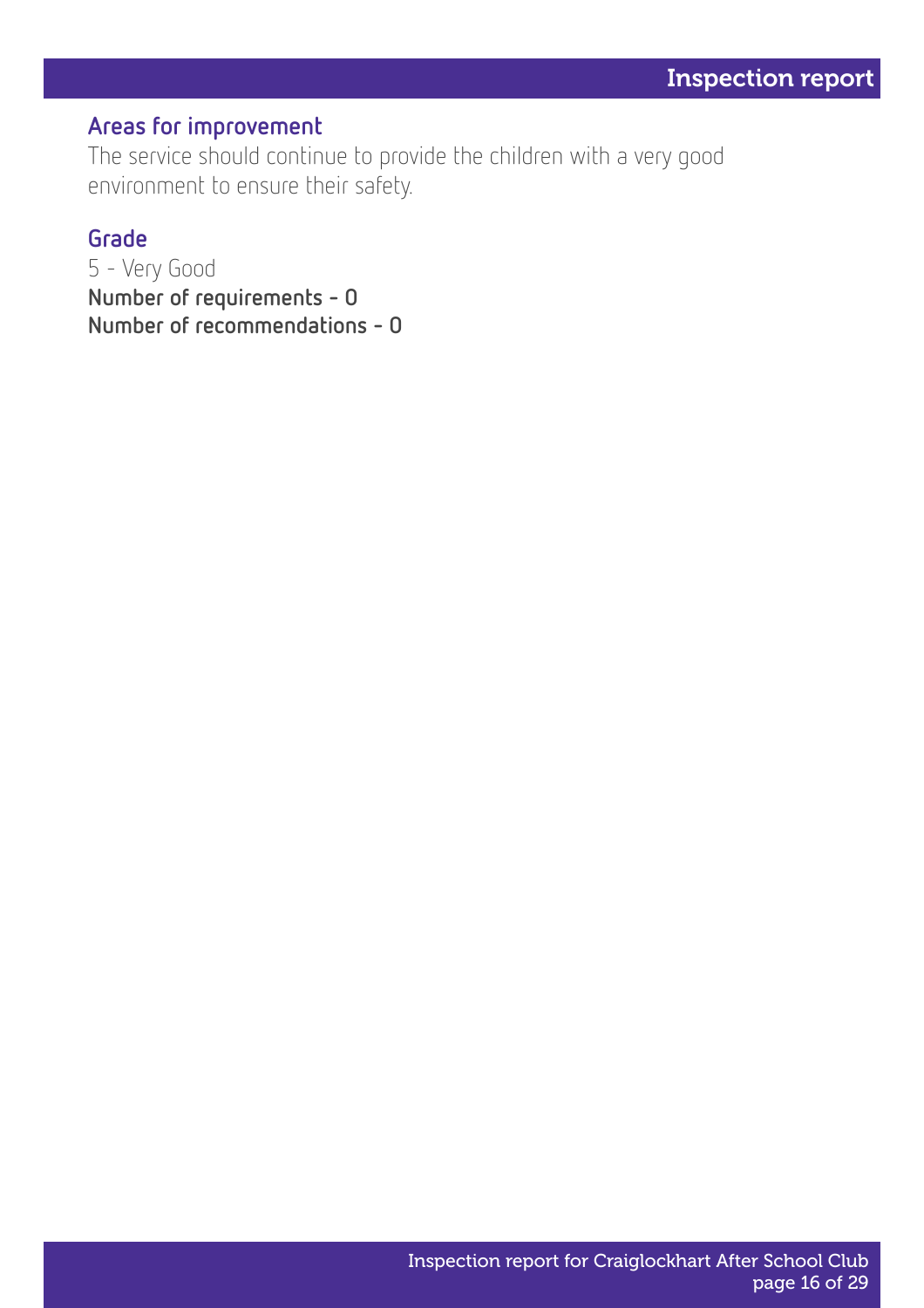### Areas for improvement

The service should continue to provide the children with a very good environment to ensure their safety.

### Grade

5 - Very Good

**Number of requirements - 0**

**Number of recommendations - 0**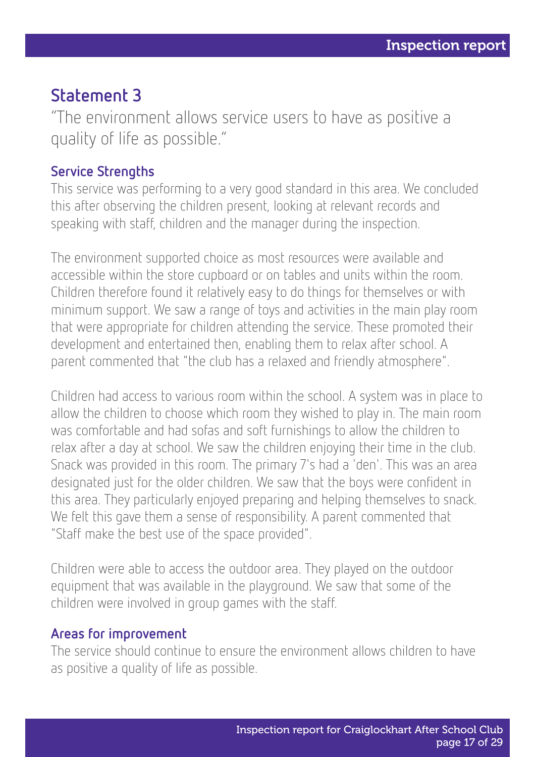## Statement 3

"The environment allows service users to have as positive a quality of life as possible."

### Service Strengths

This service was performing to a very good standard in this area. We concluded this after observing the children present, looking at relevant records and speaking with staff, children and the manager during the inspection.

The environment supported choice as most resources were available and accessible within the store cupboard or on tables and units within the room. Children therefore found it relatively easy to do things for themselves or with minimum support. We saw a range of toys and activities in the main play room that were appropriate for children attending the service. These promoted their development and entertained then, enabling them to relax after school. A parent commented that "the club has a relaxed and friendly atmosphere".

Children had access to various room within the school. A system was in place to allow the children to choose which room they wished to play in. The main room was comfortable and had sofas and soft furnishings to allow the children to relax after a day at school. We saw the children enjoying their time in the club. Snack was provided in this room. The primary 7's had a 'den'. This was an area designated just for the older children. We saw that the boys were confident in this area. They particularly enjoyed preparing and helping themselves to snack. We felt this gave them a sense of responsibility. A parent commented that "Staff make the best use of the space provided".

Children were able to access the outdoor area. They played on the outdoor equipment that was available in the playground. We saw that some of the children were involved in group games with the staff.

### Areas for improvement

The service should continue to ensure the environment allows children to have as positive a quality of life as possible.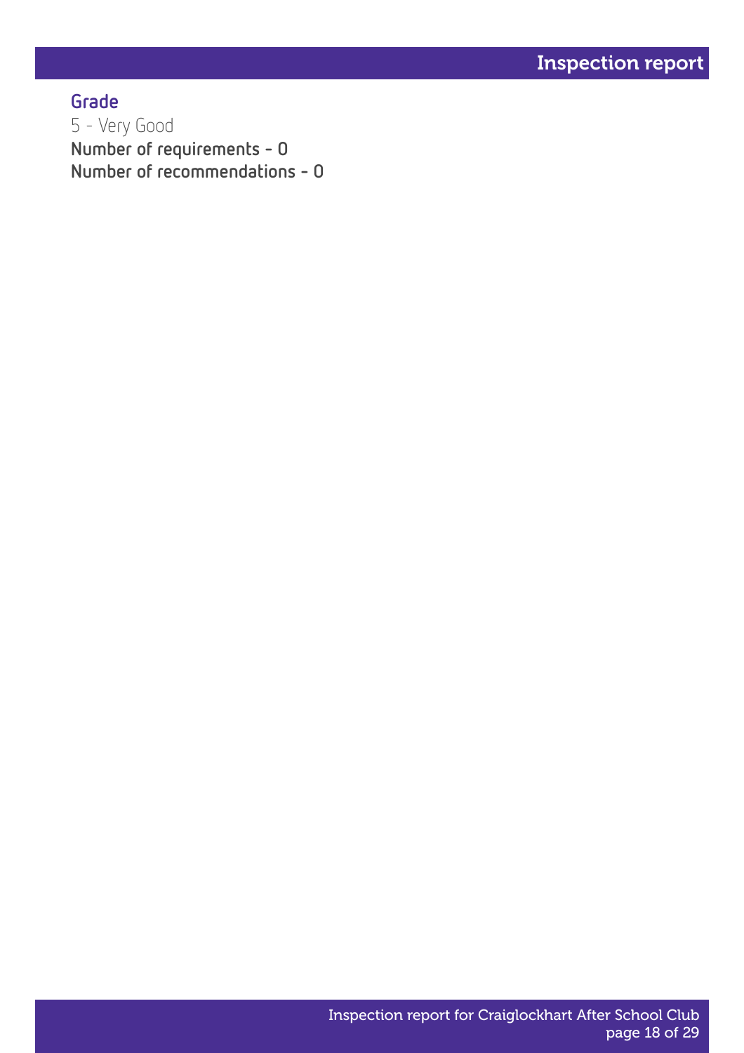### Grade

5 - Very Good

**Number of requirements - 0**

**Number of recommendations - 0**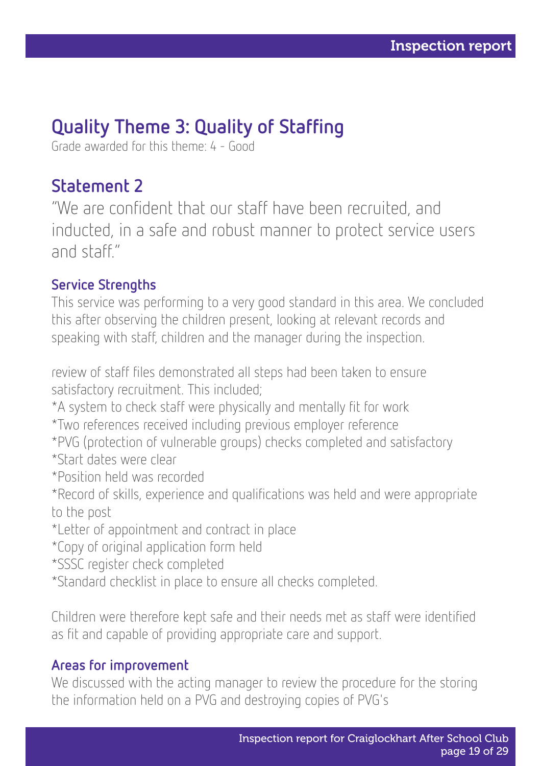## Quality Theme 3: Quality of Staffing

Grade awarded for this theme: 4 - Good

## Statement 2

"We are confident that our staff have been recruited, and inducted, in a safe and robust manner to protect service users and staff."

### Service Strengths

This service was performing to a very good standard in this area. We concluded this after observing the children present, looking at relevant records and speaking with staff, children and the manager during the inspection.

review of staff files demonstrated all steps had been taken to ensure satisfactory recruitment. This included;
*A system to check staff were physically and mentally fit for work
*Two references received including previous employer reference
*PVG (protection of vulnerable groups) checks completed and satisfactory
*Start dates were clear
*Position held was recorded
*Record of skills, experience and qualifications was held and were appropriate to the post
*Letter of appointment and contract in place
*Copy of original application form held
*SSSC register check completed
*Standard checklist in place to ensure all checks completed.

Children were therefore kept safe and their needs met as staff were identified as fit and capable of providing appropriate care and support.

### Areas for improvement

We discussed with the acting manager to review the procedure for the storing the information held on a PVG and destroying copies of PVG's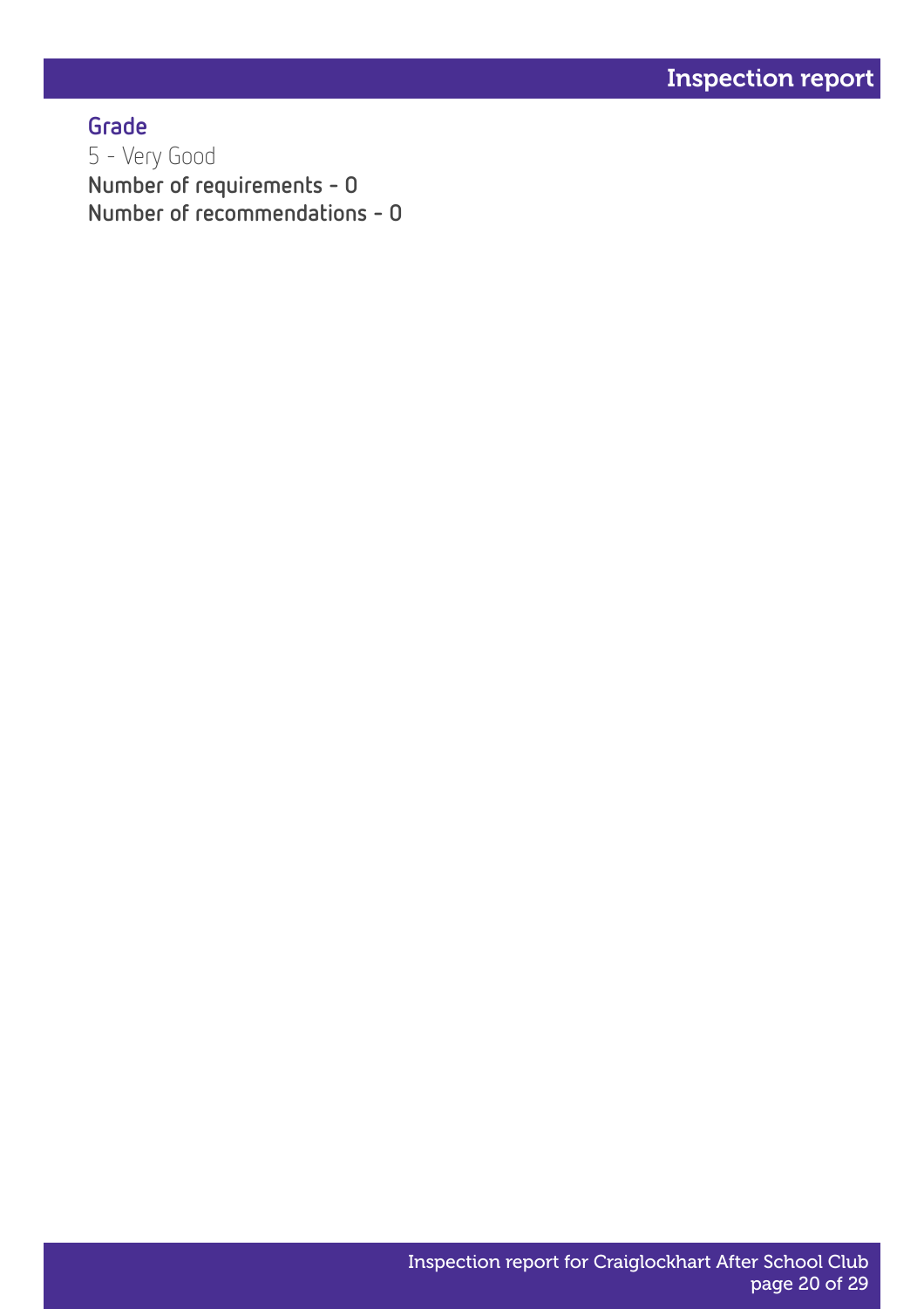### Grade

5 - Very Good

**Number of requirements - 0**

**Number of recommendations - 0**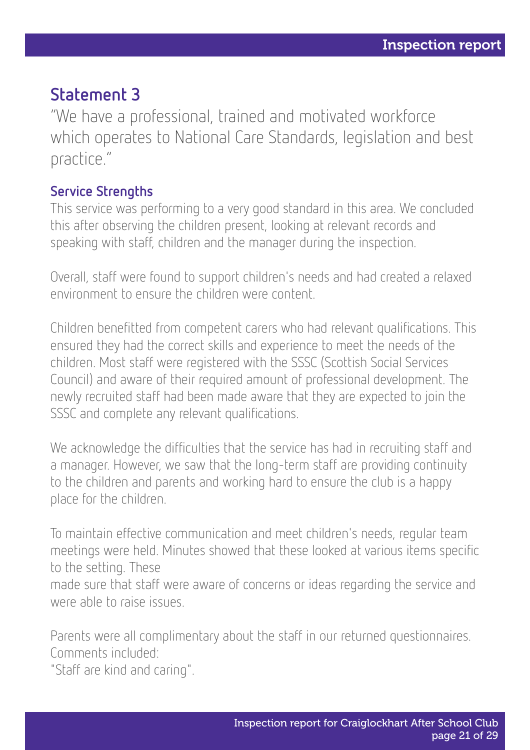## Statement 3

"We have a professional, trained and motivated workforce which operates to National Care Standards, legislation and best practice."

### Service Strengths

This service was performing to a very good standard in this area. We concluded this after observing the children present, looking at relevant records and speaking with staff, children and the manager during the inspection.

Overall, staff were found to support children's needs and had created a relaxed environment to ensure the children were content.

Children benefitted from competent carers who had relevant qualifications. This ensured they had the correct skills and experience to meet the needs of the children. Most staff were registered with the SSSC (Scottish Social Services Council) and aware of their required amount of professional development. The newly recruited staff had been made aware that they are expected to join the SSSC and complete any relevant qualifications.

We acknowledge the difficulties that the service has had in recruiting staff and a manager. However, we saw that the long-term staff are providing continuity to the children and parents and working hard to ensure the club is a happy place for the children.

To maintain effective communication and meet children's needs, regular team meetings were held. Minutes showed that these looked at various items specific to the setting. These made sure that staff were aware of concerns or ideas regarding the service and were able to raise issues.

Parents were all complimentary about the staff in our returned questionnaires. Comments included:
"Staff are kind and caring".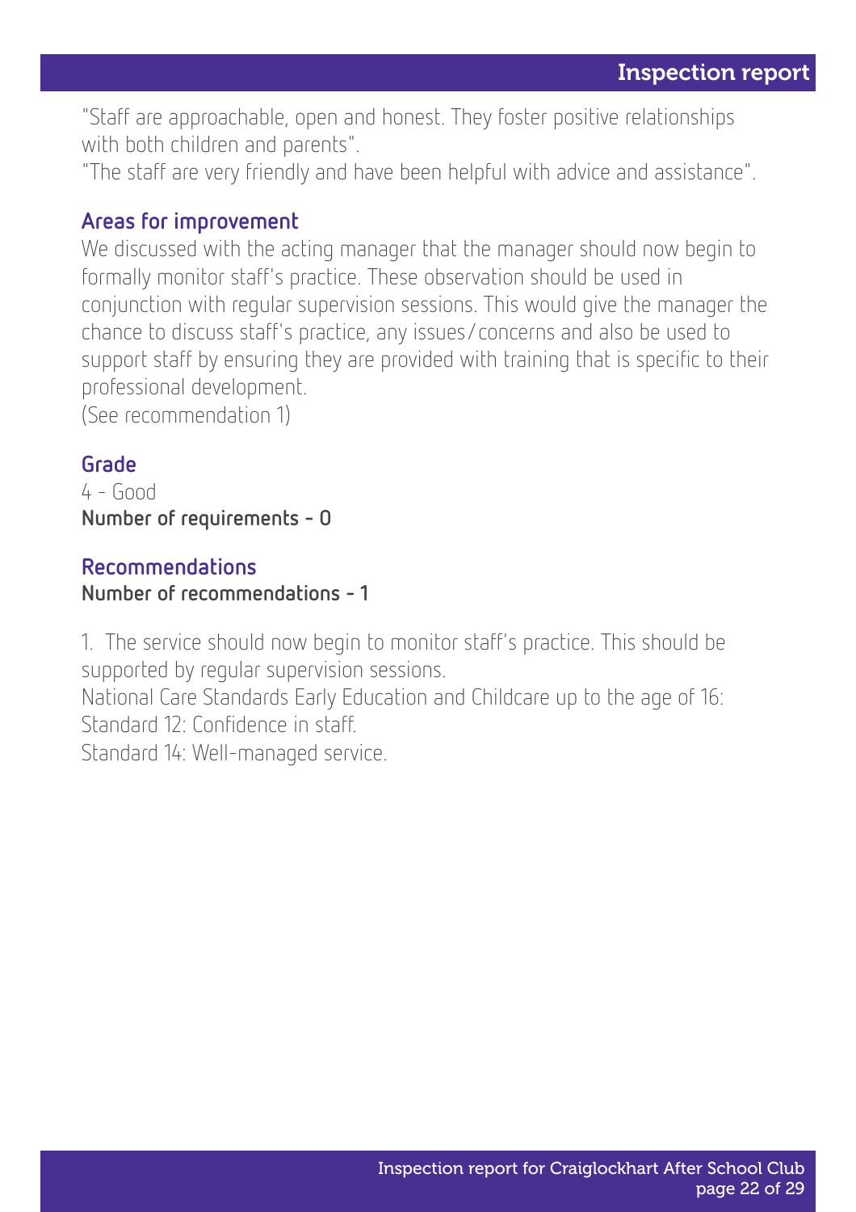"Staff are approachable, open and honest. They foster positive relationships with both children and parents".
"The staff are very friendly and have been helpful with advice and assistance".

### Areas for improvement

We discussed with the acting manager that the manager should now begin to formally monitor staff's practice. These observation should be used in conjunction with regular supervision sessions. This would give the manager the chance to discuss staff's practice, any issues/concerns and also be used to support staff by ensuring they are provided with training that is specific to their professional development.
(See recommendation 1)

### Grade

4 - Good

**Number of requirements - 0**

### Recommendations

**Number of recommendations - 1**

1. The service should now begin to monitor staff's practice. This should be supported by regular supervision sessions.
National Care Standards Early Education and Childcare up to the age of 16: Standard 12: Confidence in staff.
Standard 14: Well-managed service.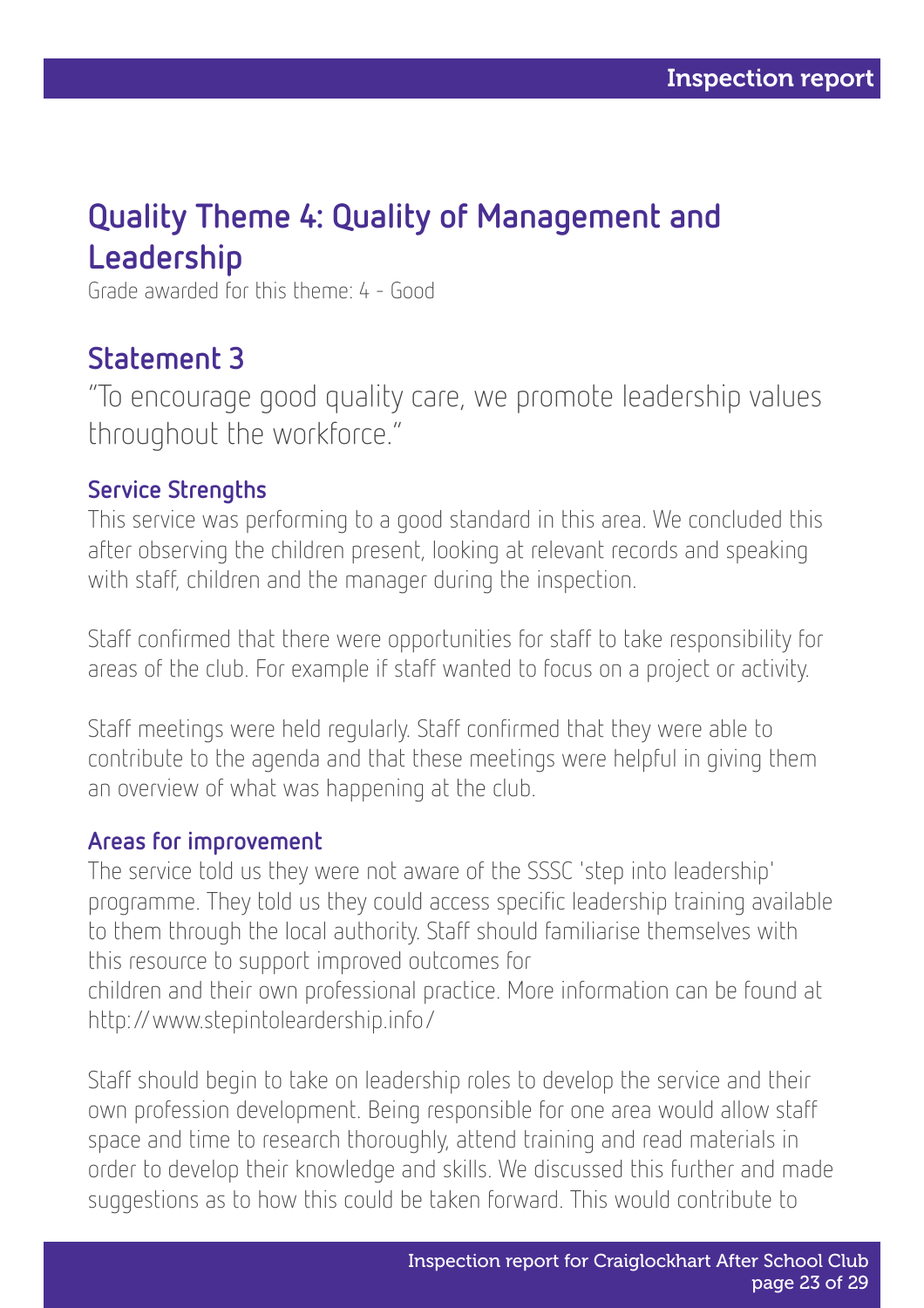## Quality Theme 4: Quality of Management and Leadership

Grade awarded for this theme: 4 - Good

### Statement 3

"To encourage good quality care, we promote leadership values throughout the workforce."

#### Service Strengths

This service was performing to a good standard in this area. We concluded this after observing the children present, looking at relevant records and speaking with staff, children and the manager during the inspection.

Staff confirmed that there were opportunities for staff to take responsibility for areas of the club. For example if staff wanted to focus on a project or activity.

Staff meetings were held regularly. Staff confirmed that they were able to contribute to the agenda and that these meetings were helpful in giving them an overview of what was happening at the club.

#### Areas for improvement

The service told us they were not aware of the SSSC 'step into leadership' programme. They told us they could access specific leadership training available to them through the local authority. Staff should familiarise themselves with this resource to support improved outcomes for children and their own professional practice. More information can be found at http://www.stepintoleardership.info/

Staff should begin to take on leadership roles to develop the service and their own profession development. Being responsible for one area would allow staff space and time to research thoroughly, attend training and read materials in order to develop their knowledge and skills. We discussed this further and made suggestions as to how this could be taken forward. This would contribute to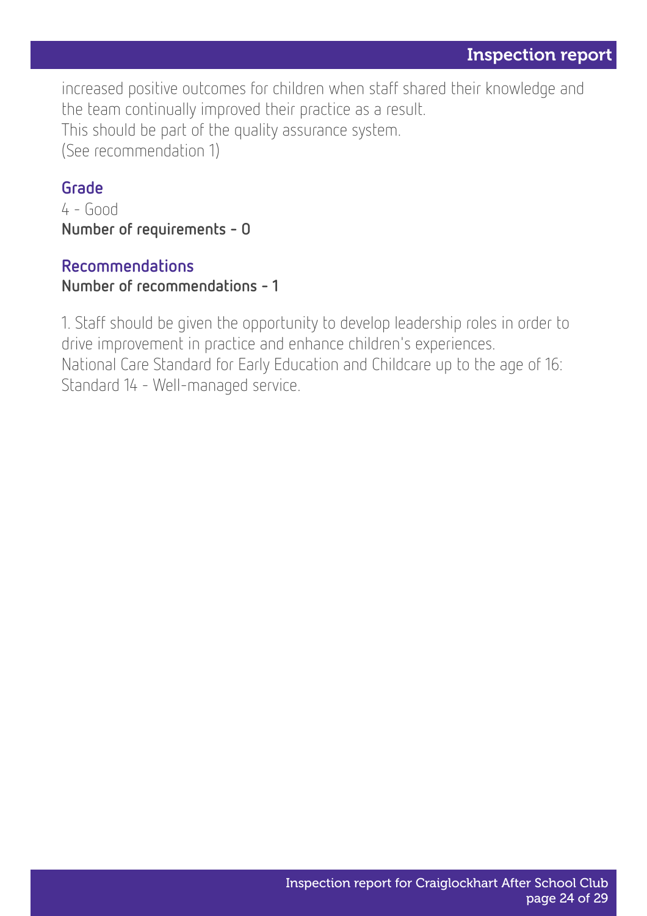increased positive outcomes for children when staff shared their knowledge and the team continually improved their practice as a result.
This should be part of the quality assurance system.
(See recommendation 1)

### Grade

4 - Good
**Number of requirements - 0**

### Recommendations

**Number of recommendations - 1**

1. Staff should be given the opportunity to develop leadership roles in order to drive improvement in practice and enhance children's experiences.
National Care Standard for Early Education and Childcare up to the age of 16: Standard 14 - Well-managed service.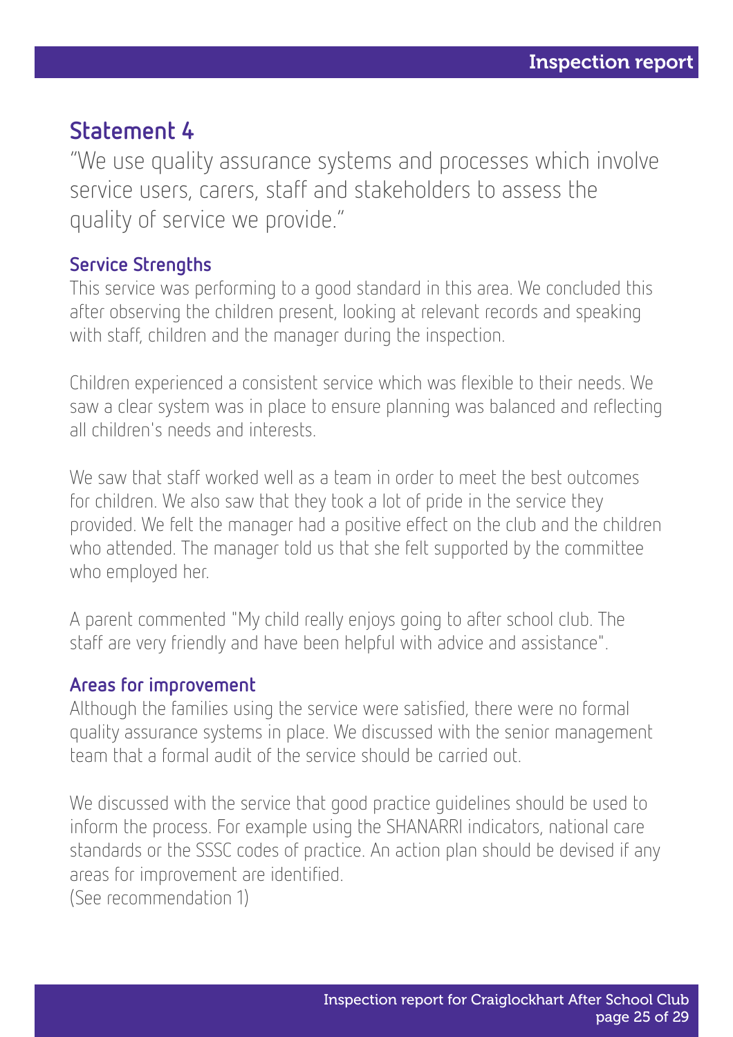## Statement 4

"We use quality assurance systems and processes which involve service users, carers, staff and stakeholders to assess the quality of service we provide."

### Service Strengths

This service was performing to a good standard in this area. We concluded this after observing the children present, looking at relevant records and speaking with staff, children and the manager during the inspection.

Children experienced a consistent service which was flexible to their needs. We saw a clear system was in place to ensure planning was balanced and reflecting all children's needs and interests.

We saw that staff worked well as a team in order to meet the best outcomes for children. We also saw that they took a lot of pride in the service they provided. We felt the manager had a positive effect on the club and the children who attended. The manager told us that she felt supported by the committee who employed her.

A parent commented "My child really enjoys going to after school club. The staff are very friendly and have been helpful with advice and assistance".

### Areas for improvement

Although the families using the service were satisfied, there were no formal quality assurance systems in place. We discussed with the senior management team that a formal audit of the service should be carried out.

We discussed with the service that good practice guidelines should be used to inform the process. For example using the SHANARRI indicators, national care standards or the SSSC codes of practice. An action plan should be devised if any areas for improvement are identified.
(See recommendation 1)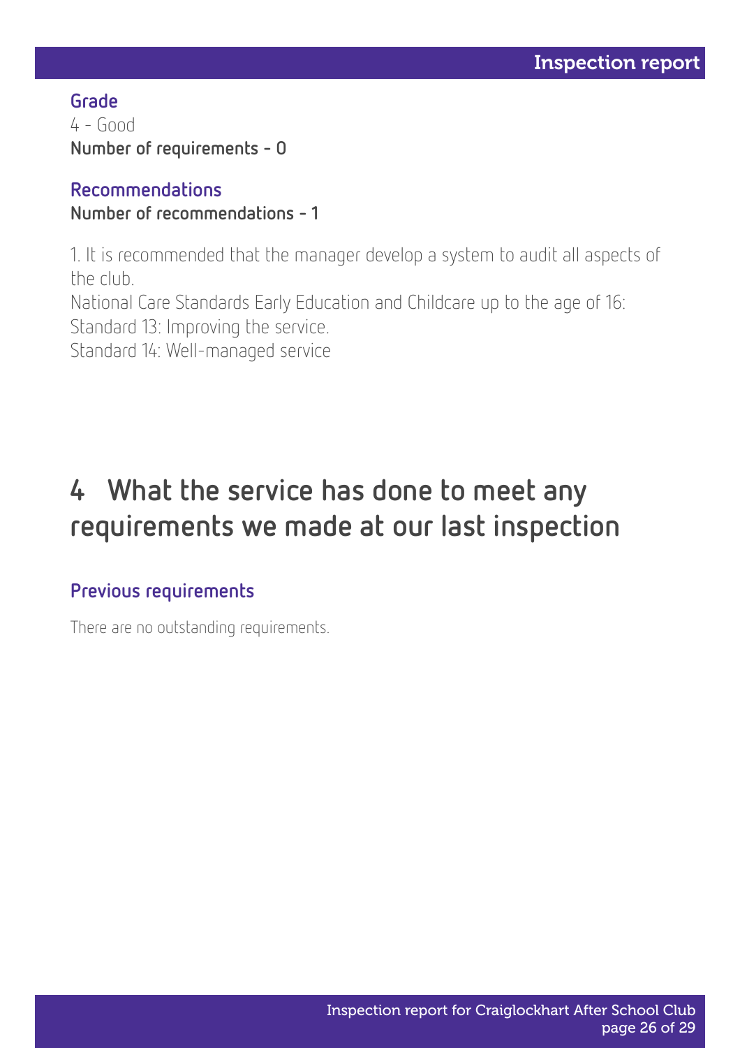### Grade

4 - Good

**Number of requirements - 0**

### Recommendations

**Number of recommendations - 1**

1. It is recommended that the manager develop a system to audit all aspects of the club.
National Care Standards Early Education and Childcare up to the age of 16:
Standard 13: Improving the service.
Standard 14: Well-managed service

## 4 What the service has done to meet any requirements we made at our last inspection

### Previous requirements

There are no outstanding requirements.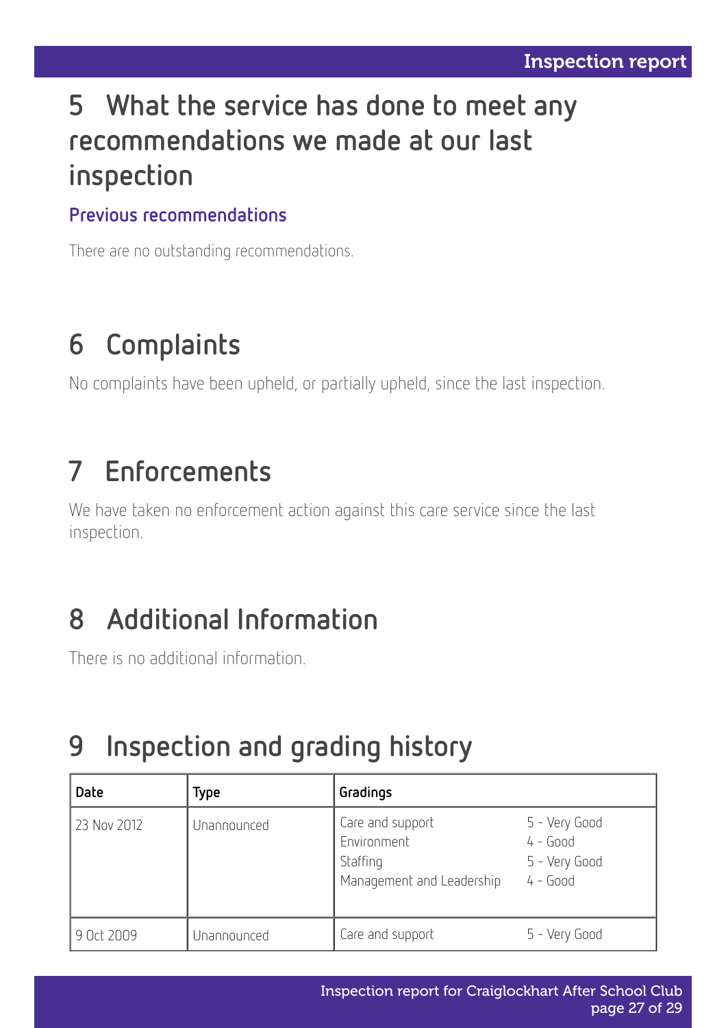## 5 What the service has done to meet any recommendations we made at our last inspection

### Previous recommendations

There are no outstanding recommendations.

## 6 Complaints

No complaints have been upheld, or partially upheld, since the last inspection.

## 7 Enforcements

We have taken no enforcement action against this care service since the last inspection.

## 8 Additional Information

There is no additional information.

## 9 Inspection and grading history

| Date | Type | Gradings | |
|---|---|---|---|
| 23 Nov 2012 | Unannounced | Care and support<br>Environment<br>Staffing<br>Management and Leadership | 5 - Very Good<br>4 - Good<br>5 - Very Good<br>4 - Good |
| 9 Oct 2009 | Unannounced | Care and support | 5 - Very Good |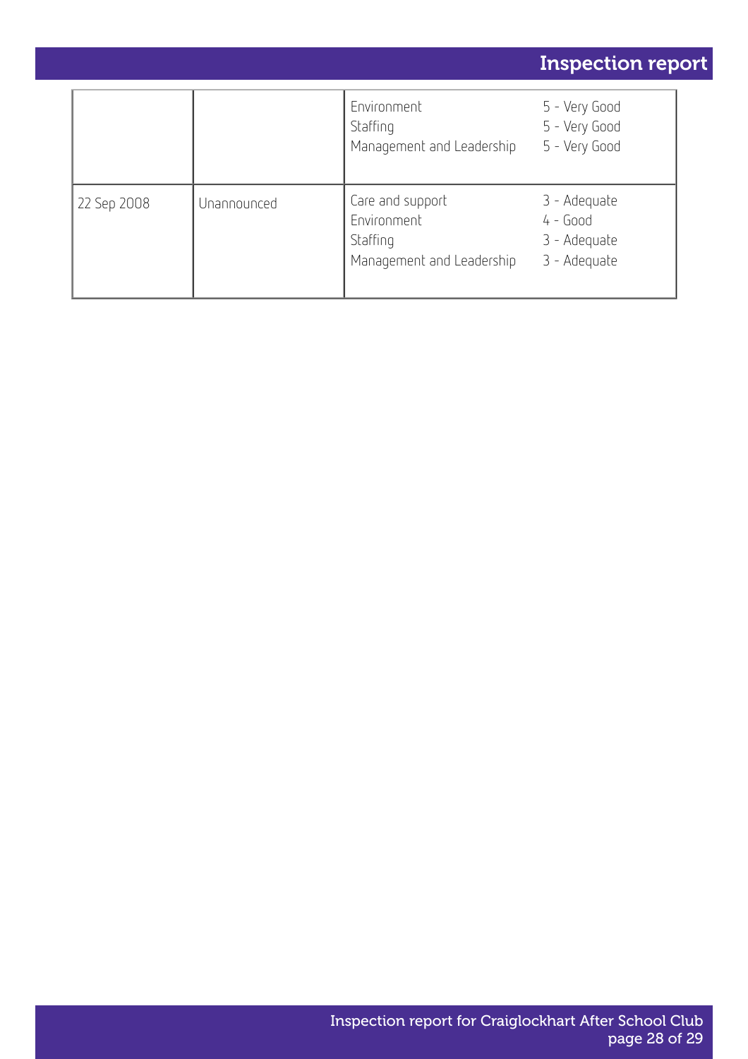| | | | |
|---|---|---|---|
| | | Environment<br>Staffing<br>Management and Leadership | 5 - Very Good<br>5 - Very Good<br>5 - Very Good |
| 22 Sep 2008 | Unannounced | Care and support<br>Environment<br>Staffing<br>Management and Leadership | 3 - Adequate<br>4 - Good<br>3 - Adequate<br>3 - Adequate |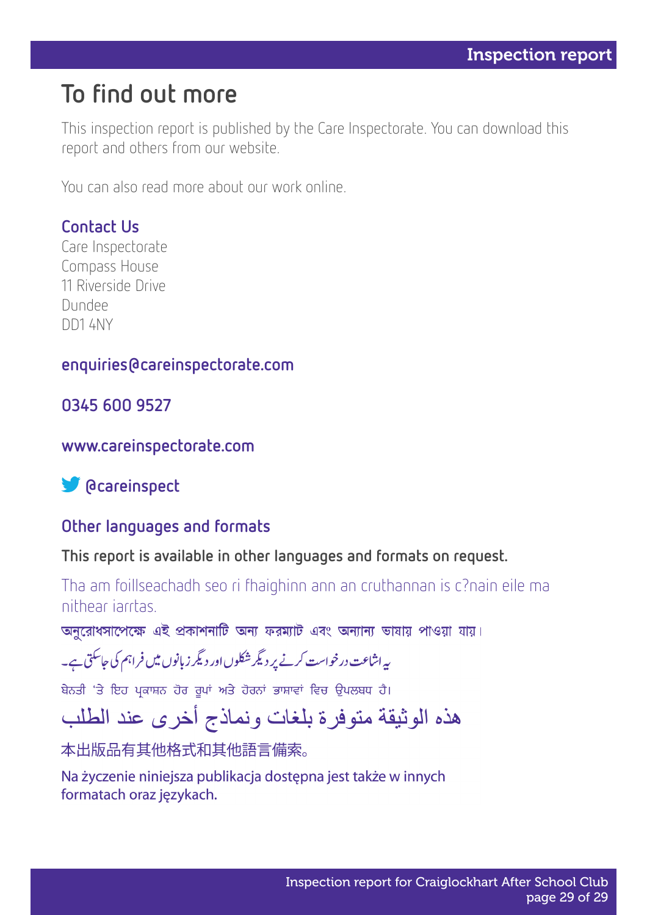# To find out more

This inspection report is published by the Care Inspectorate. You can download this report and others from our website.

You can also read more about our work online.

## Contact Us

Care Inspectorate
Compass House
11 Riverside Drive
Dundee
DD1 4NY

**enquiries@careinspectorate.com**

**0345 600 9527**

**www.careinspectorate.com**

**@careinspect**

## Other languages and formats

**This report is available in other languages and formats on request.**

Tha am foillseachadh seo ri fhaighinn ann an cruthannan is c?nain eile ma nithear iarrtas.

অনুরোধসাপেক্ষে এই প্রকাশনাটি অন্য ফরম্যাট এবং অন্যান্য ভাষায় পাওয়া যায়।

یہ اشاعت درخواست کرنے پر دیگر شکلوں اور دیگر زبانوں میں فراہم کی جاسکتی ہے۔

ਬੇਨਤੀ 'ਤੇ ਇਹ ਪ੍ਰਕਾਸ਼ਨ ਹੋਰ ਰੂਪਾਂ ਅਤੇ ਹੋਰਨਾਂ ਭਾਸ਼ਾਵਾਂ ਵਿਚ ਉਪਲਬਧ ਹੈ।

هذه الوثيقة متوفرة بلغات ونماذج أخرى عند الطلب

本出版品有其他格式和其他語言備索。

Na życzenie niniejsza publikacja dostępna jest także w innych formatach oraz językach.